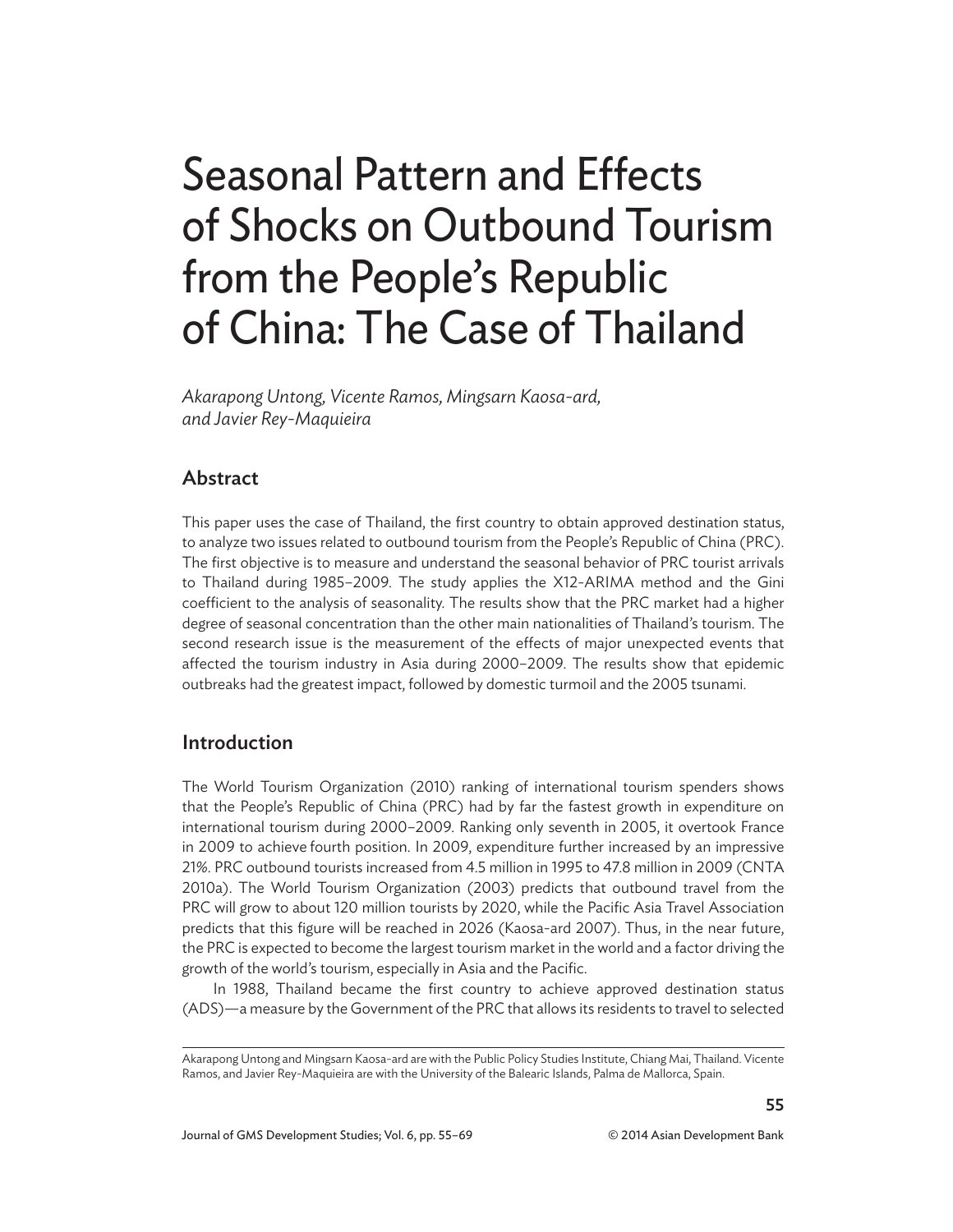# Seasonal Pattern and Effects of Shocks on Outbound Tourism from the People's Republic of China: The Case of Thailand

*Akarapong Untong, Vicente Ramos, Mingsarn Kaosa-ard, and Javier Rey-Maquieira*

## Abstract

This paper uses the case of Thailand, the first country to obtain approved destination status, to analyze two issues related to outbound tourism from the People's Republic of China (PRC). The first objective is to measure and understand the seasonal behavior of PRC tourist arrivals to Thailand during 1985–2009. The study applies the X12-ARIMA method and the Gini coefficient to the analysis of seasonality. The results show that the PRC market had a higher degree of seasonal concentration than the other main nationalities of Thailand's tourism. The second research issue is the measurement of the effects of major unexpected events that affected the tourism industry in Asia during 2000–2009. The results show that epidemic outbreaks had the greatest impact, followed by domestic turmoil and the 2005 tsunami.

## Introduction

The World Tourism Organization (2010) ranking of international tourism spenders shows that the People's Republic of China (PRC) had by far the fastest growth in expenditure on international tourism during 2000–2009. Ranking only seventh in 2005, it overtook France in 2009 to achieve fourth position. In 2009, expenditure further increased by an impressive 21%. PRC outbound tourists increased from 4.5 million in 1995 to 47.8 million in 2009 (CNTA 2010a). The World Tourism Organization (2003) predicts that outbound travel from the PRC will grow to about 120 million tourists by 2020, while the Pacific Asia Travel Association predicts that this figure will be reached in 2026 (Kaosa-ard 2007). Thus, in the near future, the PRC is expected to become the largest tourism market in the world and a factor driving the growth of the world's tourism, especially in Asia and the Pacific.

In 1988, Thailand became the first country to achieve approved destination status (ADS)—a measure by the Government of the PRC that allows its residents to travel to selected

---

Akarapong Untong and Mingsarn Kaosa-ard are with the Public Policy Studies Institute, Chiang Mai, Thailand. Vicente Ramos, and Javier Rey-Maquieira are with the University of the Balearic Islands, Palma de Mallorca, Spain.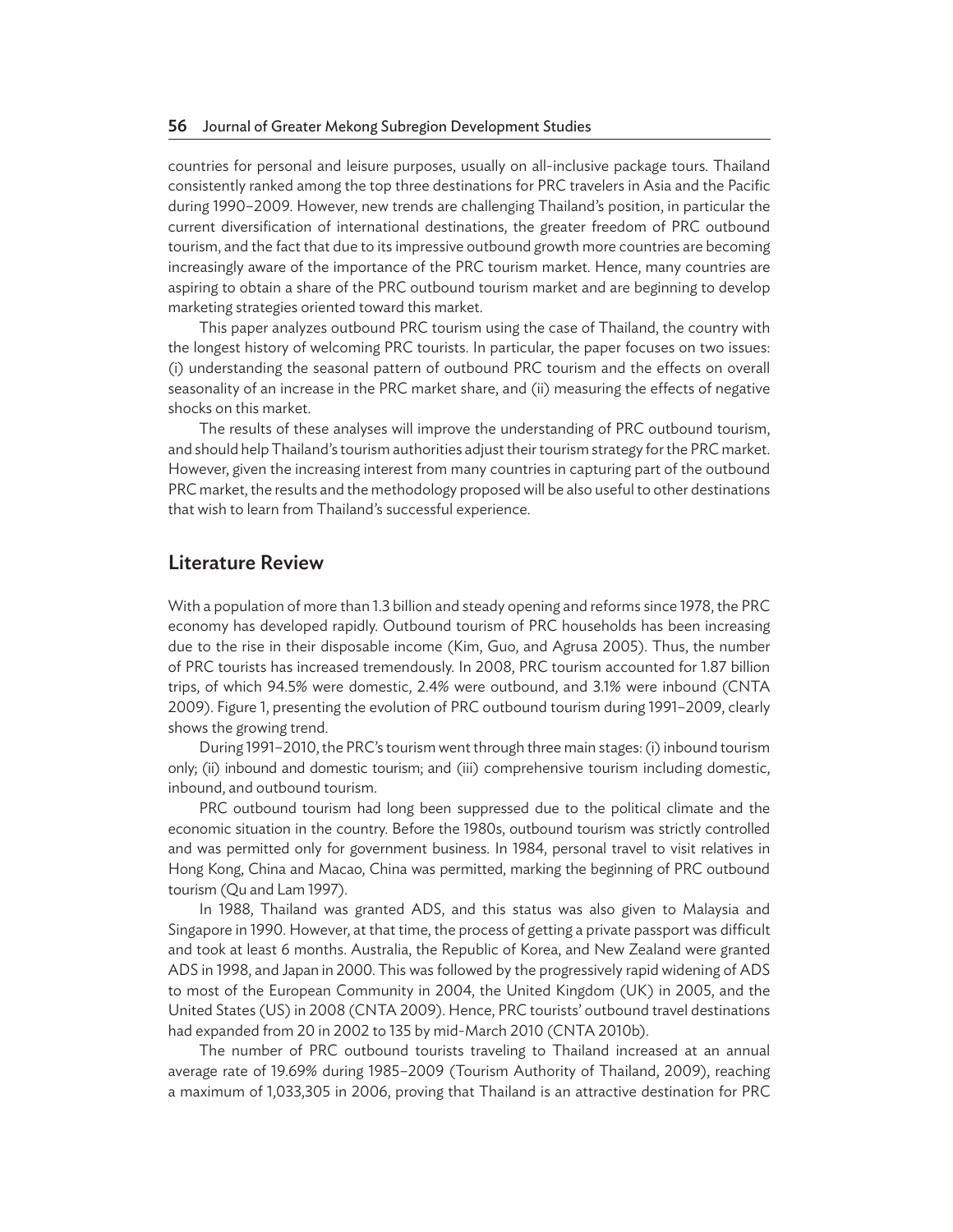countries for personal and leisure purposes, usually on all-inclusive package tours. Thailand consistently ranked among the top three destinations for PRC travelers in Asia and the Pacific during 1990–2009. However, new trends are challenging Thailand's position, in particular the current diversification of international destinations, the greater freedom of PRC outbound tourism, and the fact that due to its impressive outbound growth more countries are becoming increasingly aware of the importance of the PRC tourism market. Hence, many countries are aspiring to obtain a share of the PRC outbound tourism market and are beginning to develop marketing strategies oriented toward this market.

This paper analyzes outbound PRC tourism using the case of Thailand, the country with the longest history of welcoming PRC tourists. In particular, the paper focuses on two issues: (i) understanding the seasonal pattern of outbound PRC tourism and the effects on overall seasonality of an increase in the PRC market share, and (ii) measuring the effects of negative shocks on this market.

The results of these analyses will improve the understanding of PRC outbound tourism, and should help Thailand's tourism authorities adjust their tourism strategy for the PRC market. However, given the increasing interest from many countries in capturing part of the outbound PRC market, the results and the methodology proposed will be also useful to other destinations that wish to learn from Thailand's successful experience.

## Literature Review

With a population of more than 1.3 billion and steady opening and reforms since 1978, the PRC economy has developed rapidly. Outbound tourism of PRC households has been increasing due to the rise in their disposable income (Kim, Guo, and Agrusa 2005). Thus, the number of PRC tourists has increased tremendously. In 2008, PRC tourism accounted for 1.87 billion trips, of which 94.5% were domestic, 2.4% were outbound, and 3.1% were inbound (CNTA 2009). Figure 1, presenting the evolution of PRC outbound tourism during 1991–2009, clearly shows the growing trend.

During 1991–2010, the PRC's tourism went through three main stages: (i) inbound tourism only; (ii) inbound and domestic tourism; and (iii) comprehensive tourism including domestic, inbound, and outbound tourism.

PRC outbound tourism had long been suppressed due to the political climate and the economic situation in the country. Before the 1980s, outbound tourism was strictly controlled and was permitted only for government business. In 1984, personal travel to visit relatives in Hong Kong, China and Macao, China was permitted, marking the beginning of PRC outbound tourism (Qu and Lam 1997).

In 1988, Thailand was granted ADS, and this status was also given to Malaysia and Singapore in 1990. However, at that time, the process of getting a private passport was difficult and took at least 6 months. Australia, the Republic of Korea, and New Zealand were granted ADS in 1998, and Japan in 2000. This was followed by the progressively rapid widening of ADS to most of the European Community in 2004, the United Kingdom (UK) in 2005, and the United States (US) in 2008 (CNTA 2009). Hence, PRC tourists' outbound travel destinations had expanded from 20 in 2002 to 135 by mid-March 2010 (CNTA 2010b).

The number of PRC outbound tourists traveling to Thailand increased at an annual average rate of 19.69% during 1985–2009 (Tourism Authority of Thailand, 2009), reaching a maximum of 1,033,305 in 2006, proving that Thailand is an attractive destination for PRC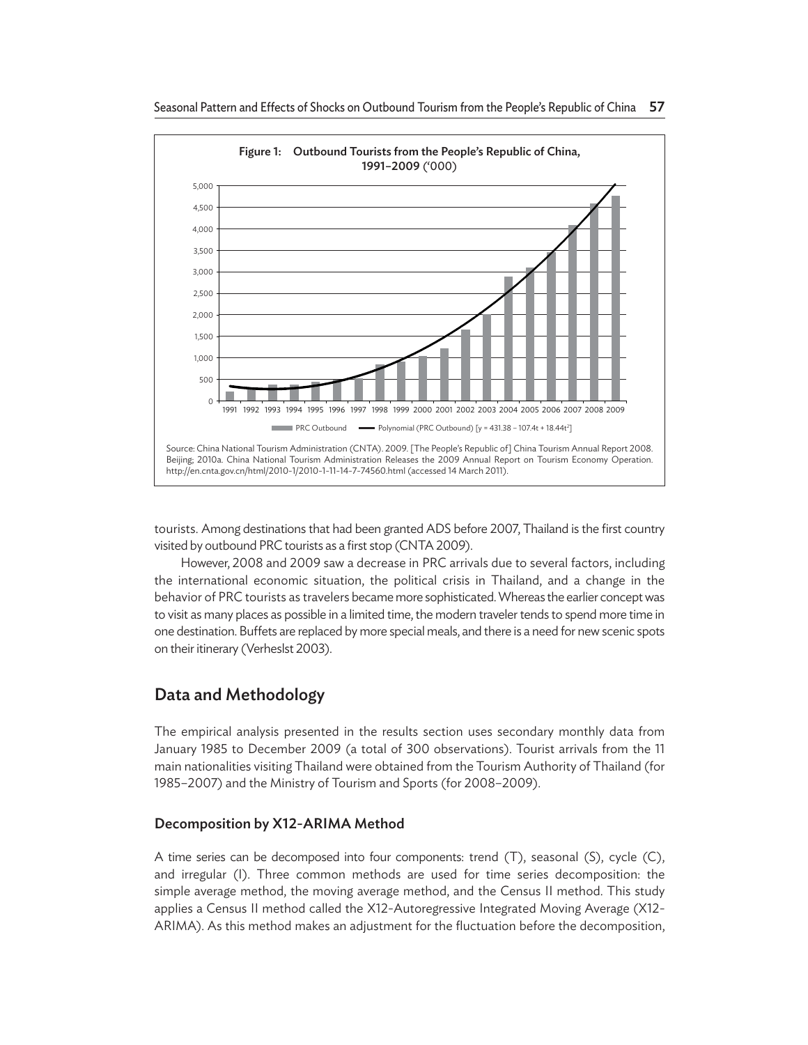Figure 1: Outbound Tourists from the People's Republic of China, 1991–2009 ('000)

PRC Outbound — Polynomial (PRC Outbound) [$y = 431.38 - 107.4t + 18.44t^2$]

Source: China National Tourism Administration (CNTA). 2009. [The People's Republic of] China Tourism Annual Report 2008. Beijing; 2010a. China National Tourism Administration Releases the 2009 Annual Report on Tourism Economy Operation. http://en.cnta.gov.cn/html/2010-1/2010-1-11-14-7-74560.html (accessed 14 March 2011).

tourists. Among destinations that had been granted ADS before 2007, Thailand is the first country visited by outbound PRC tourists as a first stop (CNTA 2009).

However, 2008 and 2009 saw a decrease in PRC arrivals due to several factors, including the international economic situation, the political crisis in Thailand, and a change in the behavior of PRC tourists as travelers became more sophisticated. Whereas the earlier concept was to visit as many places as possible in a limited time, the modern traveler tends to spend more time in one destination. Buffets are replaced by more special meals, and there is a need for new scenic spots on their itinerary (Verheslst 2003).

## Data and Methodology

The empirical analysis presented in the results section uses secondary monthly data from January 1985 to December 2009 (a total of 300 observations). Tourist arrivals from the 11 main nationalities visiting Thailand were obtained from the Tourism Authority of Thailand (for 1985–2007) and the Ministry of Tourism and Sports (for 2008–2009).

### Decomposition by X12-ARIMA Method

A time series can be decomposed into four components: trend (T), seasonal (S), cycle (C), and irregular (I). Three common methods are used for time series decomposition: the simple average method, the moving average method, and the Census II method. This study applies a Census II method called the X12-Autoregressive Integrated Moving Average (X12-ARIMA). As this method makes an adjustment for the fluctuation before the decomposition,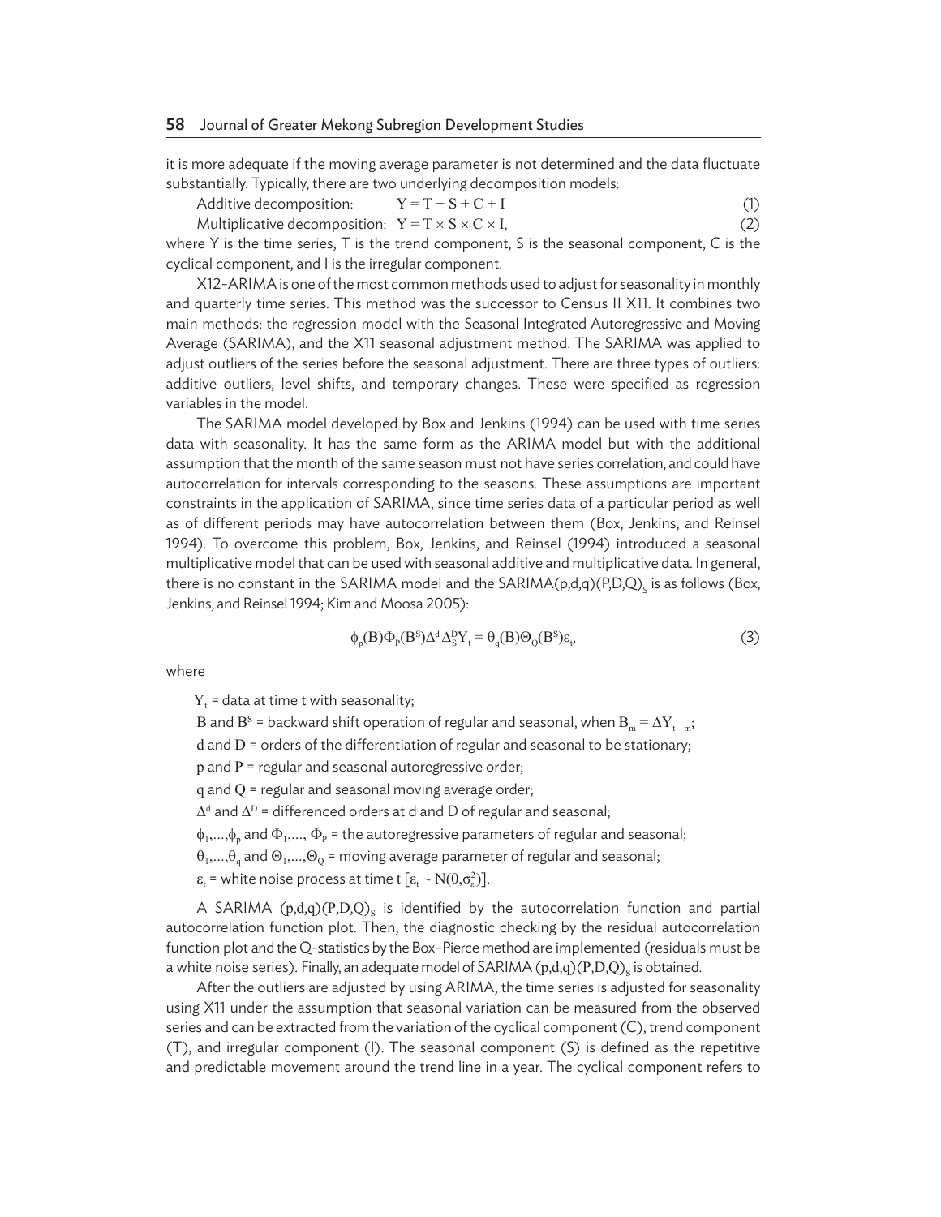it is more adequate if the moving average parameter is not determined and the data fluctuate substantially. Typically, there are two underlying decomposition models:

Additive decomposition: $Y = T + S + C + I$ (1)

Multiplicative decomposition: $Y = T \times S \times C \times I,$ (2)

where Y is the time series, T is the trend component, S is the seasonal component, C is the cyclical component, and I is the irregular component.

X12-ARIMA is one of the most common methods used to adjust for seasonality in monthly and quarterly time series. This method was the successor to Census II X11. It combines two main methods: the regression model with the Seasonal Integrated Autoregressive and Moving Average (SARIMA), and the X11 seasonal adjustment method. The SARIMA was applied to adjust outliers of the series before the seasonal adjustment. There are three types of outliers: additive outliers, level shifts, and temporary changes. These were specified as regression variables in the model.

The SARIMA model developed by Box and Jenkins (1994) can be used with time series data with seasonality. It has the same form as the ARIMA model but with the additional assumption that the month of the same season must not have series correlation, and could have autocorrelation for intervals corresponding to the seasons. These assumptions are important constraints in the application of SARIMA, since time series data of a particular period as well as of different periods may have autocorrelation between them (Box, Jenkins, and Reinsel 1994). To overcome this problem, Box, Jenkins, and Reinsel (1994) introduced a seasonal multiplicative model that can be used with seasonal additive and multiplicative data. In general, there is no constant in the SARIMA model and the SARIMA$(p,d,q)(P,D,Q)_S$ is as follows (Box, Jenkins, and Reinsel 1994; Kim and Moosa 2005):

$$\phi_p(B)\Phi_P(B^S)\Delta^d\Delta_S^D Y_t = \theta_q(B)\Theta_Q(B^S)\varepsilon_t, \tag{3}$$

where

$Y_t$ = data at time t with seasonality;

$B$ and $B^S$ = backward shift operation of regular and seasonal, when $B_m = \Delta Y_{t-m}$;

$d$ and $D$ = orders of the differentiation of regular and seasonal to be stationary;

$p$ and $P$ = regular and seasonal autoregressive order;

$q$ and $Q$ = regular and seasonal moving average order;

$\Delta^d$ and $\Delta^D$ = differenced orders at d and D of regular and seasonal;

$\phi_1,\ldots,\phi_p$ and $\Phi_1,\ldots, \Phi_P$ = the autoregressive parameters of regular and seasonal;

$\theta_1,\ldots,\theta_q$ and $\Theta_1,\ldots,\Theta_Q$ = moving average parameter of regular and seasonal;

$\varepsilon_t$ = white noise process at time t $[\varepsilon_t \sim N(0,\sigma_{\varepsilon_t}^2)]$.

A SARIMA $(p,d,q)(P,D,Q)_S$ is identified by the autocorrelation function and partial autocorrelation function plot. Then, the diagnostic checking by the residual autocorrelation function plot and the Q-statistics by the Box–Pierce method are implemented (residuals must be a white noise series). Finally, an adequate model of SARIMA $(p,d,q)(P,D,Q)_S$ is obtained.

After the outliers are adjusted by using ARIMA, the time series is adjusted for seasonality using X11 under the assumption that seasonal variation can be measured from the observed series and can be extracted from the variation of the cyclical component (C), trend component (T), and irregular component (I). The seasonal component (S) is defined as the repetitive and predictable movement around the trend line in a year. The cyclical component refers to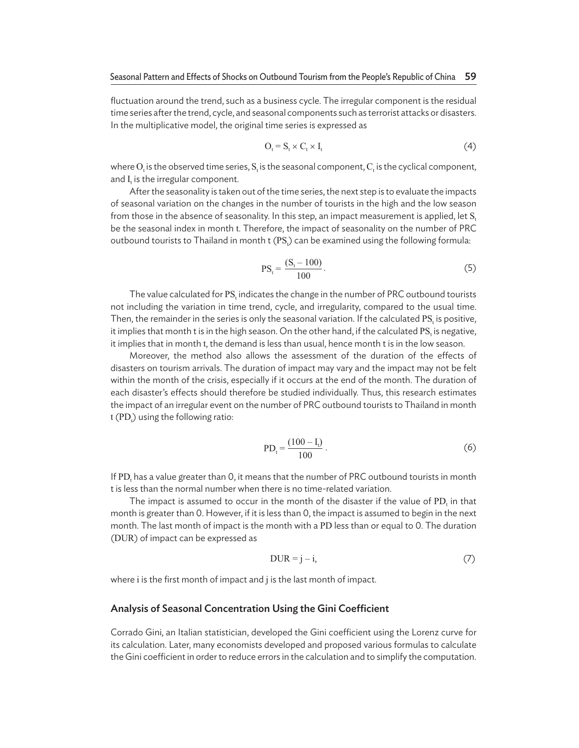fluctuation around the trend, such as a business cycle. The irregular component is the residual time series after the trend, cycle, and seasonal components such as terrorist attacks or disasters. In the multiplicative model, the original time series is expressed as

$$O_t = S_t \times C_t \times I_t \tag{4}$$

where $O_t$ is the observed time series, $S_t$ is the seasonal component, $C_t$ is the cyclical component, and $I_t$ is the irregular component.

After the seasonality is taken out of the time series, the next step is to evaluate the impacts of seasonal variation on the changes in the number of tourists in the high and the low season from those in the absence of seasonality. In this step, an impact measurement is applied, let $S_t$ be the seasonal index in month t. Therefore, the impact of seasonality on the number of PRC outbound tourists to Thailand in month t ($PS_t$) can be examined using the following formula:

$$PS_t = \frac{(S_t - 100)}{100}. \tag{5}$$

The value calculated for $PS_t$ indicates the change in the number of PRC outbound tourists not including the variation in time trend, cycle, and irregularity, compared to the usual time. Then, the remainder in the series is only the seasonal variation. If the calculated $PS_t$ is positive, it implies that month t is in the high season. On the other hand, if the calculated $PS_t$ is negative, it implies that in month t, the demand is less than usual, hence month t is in the low season.

Moreover, the method also allows the assessment of the duration of the effects of disasters on tourism arrivals. The duration of impact may vary and the impact may not be felt within the month of the crisis, especially if it occurs at the end of the month. The duration of each disaster's effects should therefore be studied individually. Thus, this research estimates the impact of an irregular event on the number of PRC outbound tourists to Thailand in month t ($PD_t$) using the following ratio:

$$PD_t = \frac{(100 - I_t)}{100}. \tag{6}$$

If $PD_t$ has a value greater than 0, it means that the number of PRC outbound tourists in month t is less than the normal number when there is no time-related variation.

The impact is assumed to occur in the month of the disaster if the value of $PD_t$ in that month is greater than 0. However, if it is less than 0, the impact is assumed to begin in the next month. The last month of impact is the month with a PD less than or equal to 0. The duration (DUR) of impact can be expressed as

$$DUR = j - i, \tag{7}$$

where i is the first month of impact and j is the last month of impact.

## Analysis of Seasonal Concentration Using the Gini Coefficient

Corrado Gini, an Italian statistician, developed the Gini coefficient using the Lorenz curve for its calculation. Later, many economists developed and proposed various formulas to calculate the Gini coefficient in order to reduce errors in the calculation and to simplify the computation.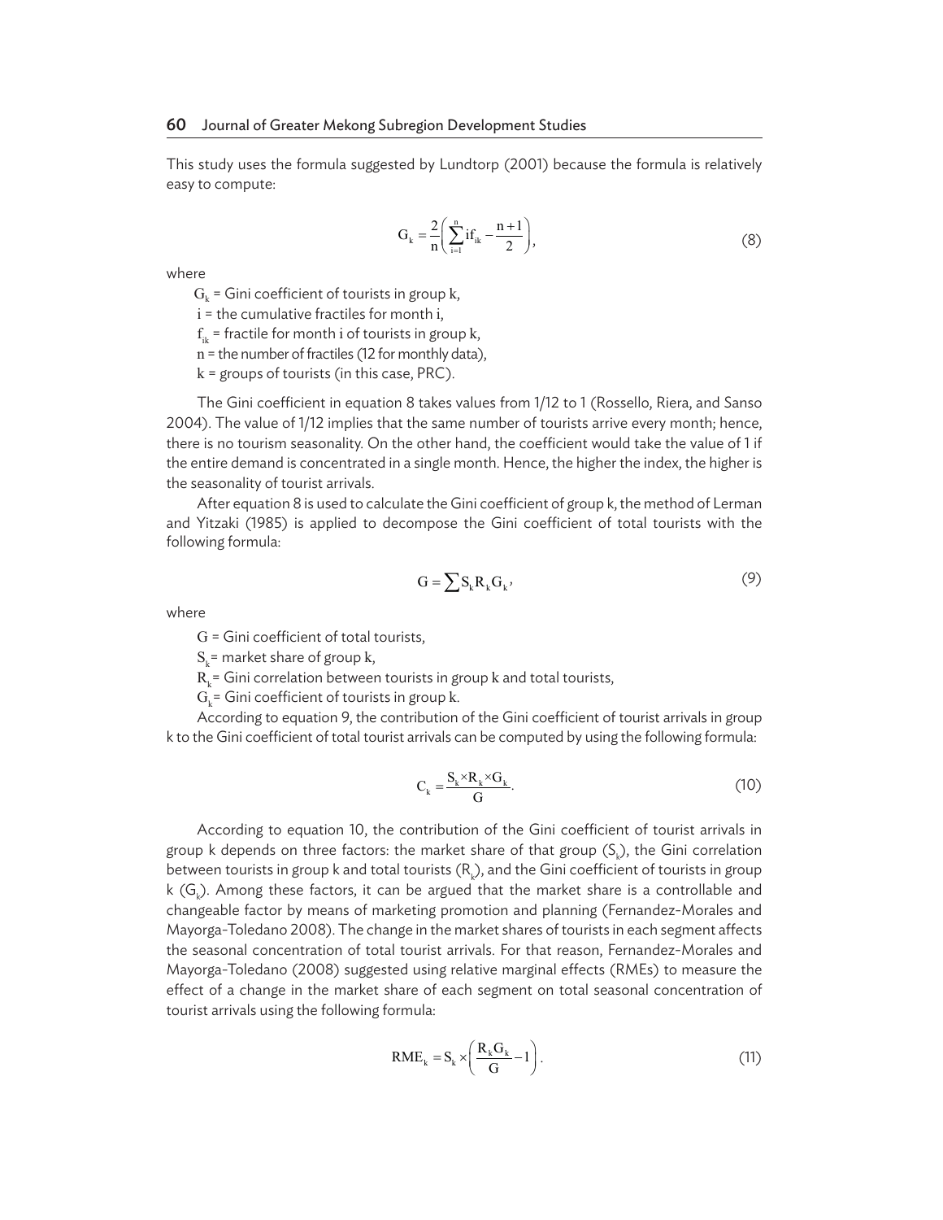This study uses the formula suggested by Lundtorp (2001) because the formula is relatively easy to compute:

$$G_k = \frac{2}{n}\left(\sum_{i=1}^{n} i f_{ik} - \frac{n+1}{2}\right), \tag{8}$$

where

$G_k$ = Gini coefficient of tourists in group k,
i = the cumulative fractiles for month i,
$f_{ik}$ = fractile for month i of tourists in group k,
n = the number of fractiles (12 for monthly data),
k = groups of tourists (in this case, PRC).

The Gini coefficient in equation 8 takes values from 1/12 to 1 (Rossello, Riera, and Sanso 2004). The value of 1/12 implies that the same number of tourists arrive every month; hence, there is no tourism seasonality. On the other hand, the coefficient would take the value of 1 if the entire demand is concentrated in a single month. Hence, the higher the index, the higher is the seasonality of tourist arrivals.

After equation 8 is used to calculate the Gini coefficient of group k, the method of Lerman and Yitzaki (1985) is applied to decompose the Gini coefficient of total tourists with the following formula:

$$G = \sum S_k R_k G_k, \tag{9}$$

where

G = Gini coefficient of total tourists,
$S_k$ = market share of group k,
$R_k$ = Gini correlation between tourists in group k and total tourists,
$G_k$ = Gini coefficient of tourists in group k.

According to equation 9, the contribution of the Gini coefficient of tourist arrivals in group k to the Gini coefficient of total tourist arrivals can be computed by using the following formula:

$$C_k = \frac{S_k \times R_k \times G_k}{G}. \tag{10}$$

According to equation 10, the contribution of the Gini coefficient of tourist arrivals in group k depends on three factors: the market share of that group ($S_k$), the Gini correlation between tourists in group k and total tourists ($R_k$), and the Gini coefficient of tourists in group k ($G_k$). Among these factors, it can be argued that the market share is a controllable and changeable factor by means of marketing promotion and planning (Fernandez-Morales and Mayorga-Toledano 2008). The change in the market shares of tourists in each segment affects the seasonal concentration of total tourist arrivals. For that reason, Fernandez-Morales and Mayorga-Toledano (2008) suggested using relative marginal effects (RMEs) to measure the effect of a change in the market share of each segment on total seasonal concentration of tourist arrivals using the following formula:

$$RME_k = S_k \times \left(\frac{R_k G_k}{G} - 1\right). \tag{11}$$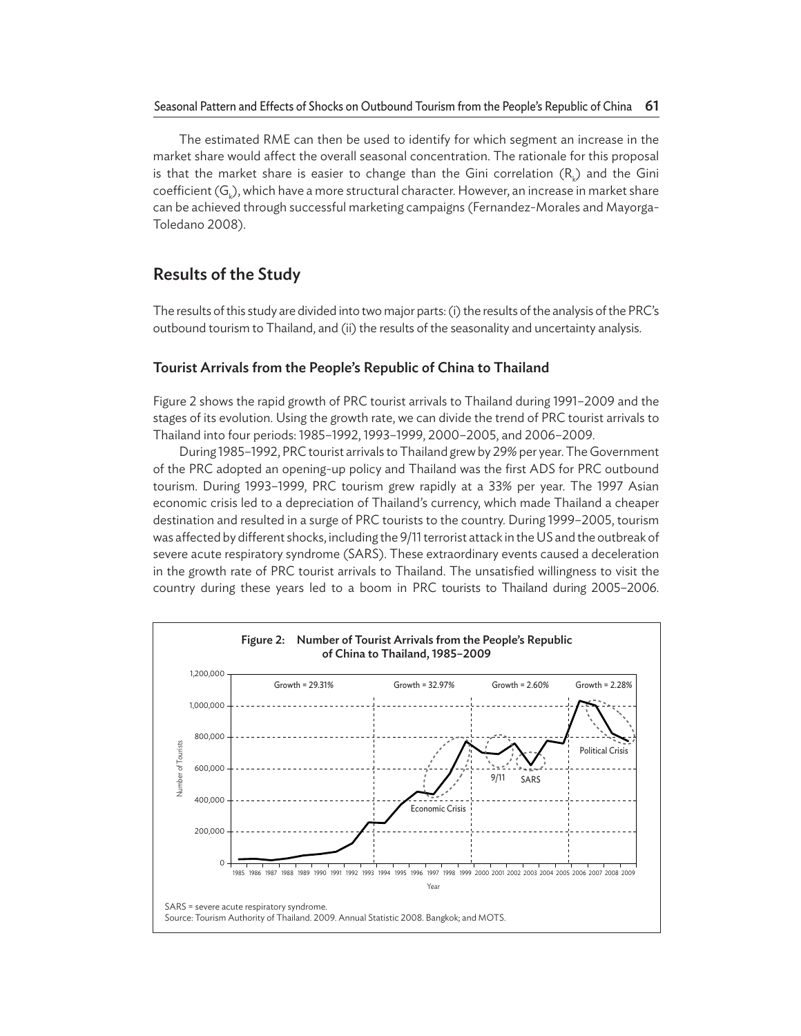The estimated RME can then be used to identify for which segment an increase in the market share would affect the overall seasonal concentration. The rationale for this proposal is that the market share is easier to change than the Gini correlation ($R_k$) and the Gini coefficient ($G_k$), which have a more structural character. However, an increase in market share can be achieved through successful marketing campaigns (Fernandez-Morales and Mayorga-Toledano 2008).

## Results of the Study

The results of this study are divided into two major parts: (i) the results of the analysis of the PRC's outbound tourism to Thailand, and (ii) the results of the seasonality and uncertainty analysis.

### Tourist Arrivals from the People's Republic of China to Thailand

Figure 2 shows the rapid growth of PRC tourist arrivals to Thailand during 1991–2009 and the stages of its evolution. Using the growth rate, we can divide the trend of PRC tourist arrivals to Thailand into four periods: 1985–1992, 1993–1999, 2000–2005, and 2006–2009.

During 1985–1992, PRC tourist arrivals to Thailand grew by 29% per year. The Government of the PRC adopted an opening-up policy and Thailand was the first ADS for PRC outbound tourism. During 1993–1999, PRC tourism grew rapidly at a 33% per year. The 1997 Asian economic crisis led to a depreciation of Thailand's currency, which made Thailand a cheaper destination and resulted in a surge of PRC tourists to the country. During 1999–2005, tourism was affected by different shocks, including the 9/11 terrorist attack in the US and the outbreak of severe acute respiratory syndrome (SARS). These extraordinary events caused a deceleration in the growth rate of PRC tourist arrivals to Thailand. The unsatisfied willingness to visit the country during these years led to a boom in PRC tourists to Thailand during 2005–2006.

**Figure 2: Number of Tourist Arrivals from the People's Republic of China to Thailand, 1985–2009**

SARS = severe acute respiratory syndrome.
Source: Tourism Authority of Thailand. 2009. Annual Statistic 2008. Bangkok; and MOTS.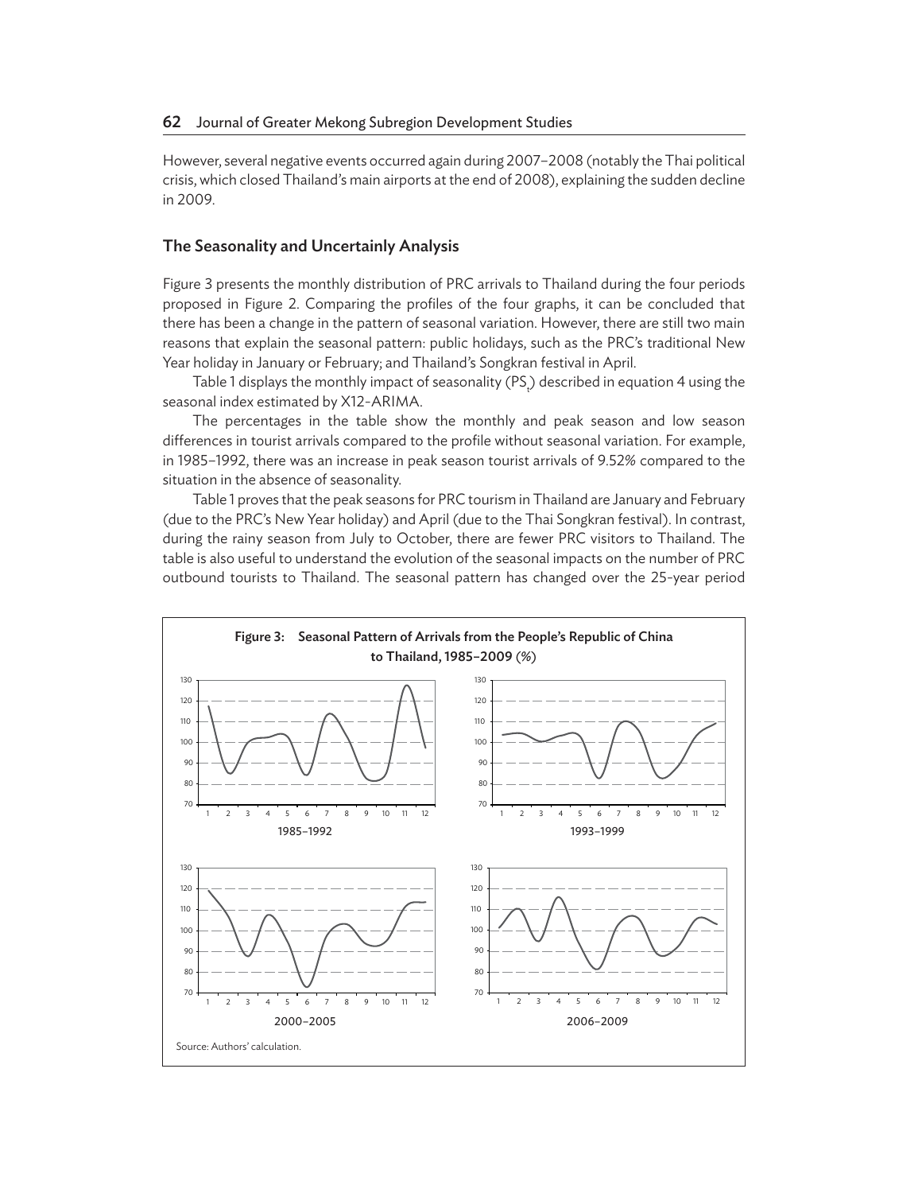However, several negative events occurred again during 2007–2008 (notably the Thai political crisis, which closed Thailand's main airports at the end of 2008), explaining the sudden decline in 2009.

## The Seasonality and Uncertainly Analysis

Figure 3 presents the monthly distribution of PRC arrivals to Thailand during the four periods proposed in Figure 2. Comparing the profiles of the four graphs, it can be concluded that there has been a change in the pattern of seasonal variation. However, there are still two main reasons that explain the seasonal pattern: public holidays, such as the PRC's traditional New Year holiday in January or February; and Thailand's Songkran festival in April.

Table 1 displays the monthly impact of seasonality ($PS_t$) described in equation 4 using the seasonal index estimated by X12-ARIMA.

The percentages in the table show the monthly and peak season and low season differences in tourist arrivals compared to the profile without seasonal variation. For example, in 1985–1992, there was an increase in peak season tourist arrivals of 9.52% compared to the situation in the absence of seasonality.

Table 1 proves that the peak seasons for PRC tourism in Thailand are January and February (due to the PRC's New Year holiday) and April (due to the Thai Songkran festival). In contrast, during the rainy season from July to October, there are fewer PRC visitors to Thailand. The table is also useful to understand the evolution of the seasonal impacts on the number of PRC outbound tourists to Thailand. The seasonal pattern has changed over the 25-year period

**Figure 3: Seasonal Pattern of Arrivals from the People's Republic of China to Thailand, 1985–2009 (%)**

1985–1992

1993–1999

2000–2005

2006–2009

Source: Authors' calculation.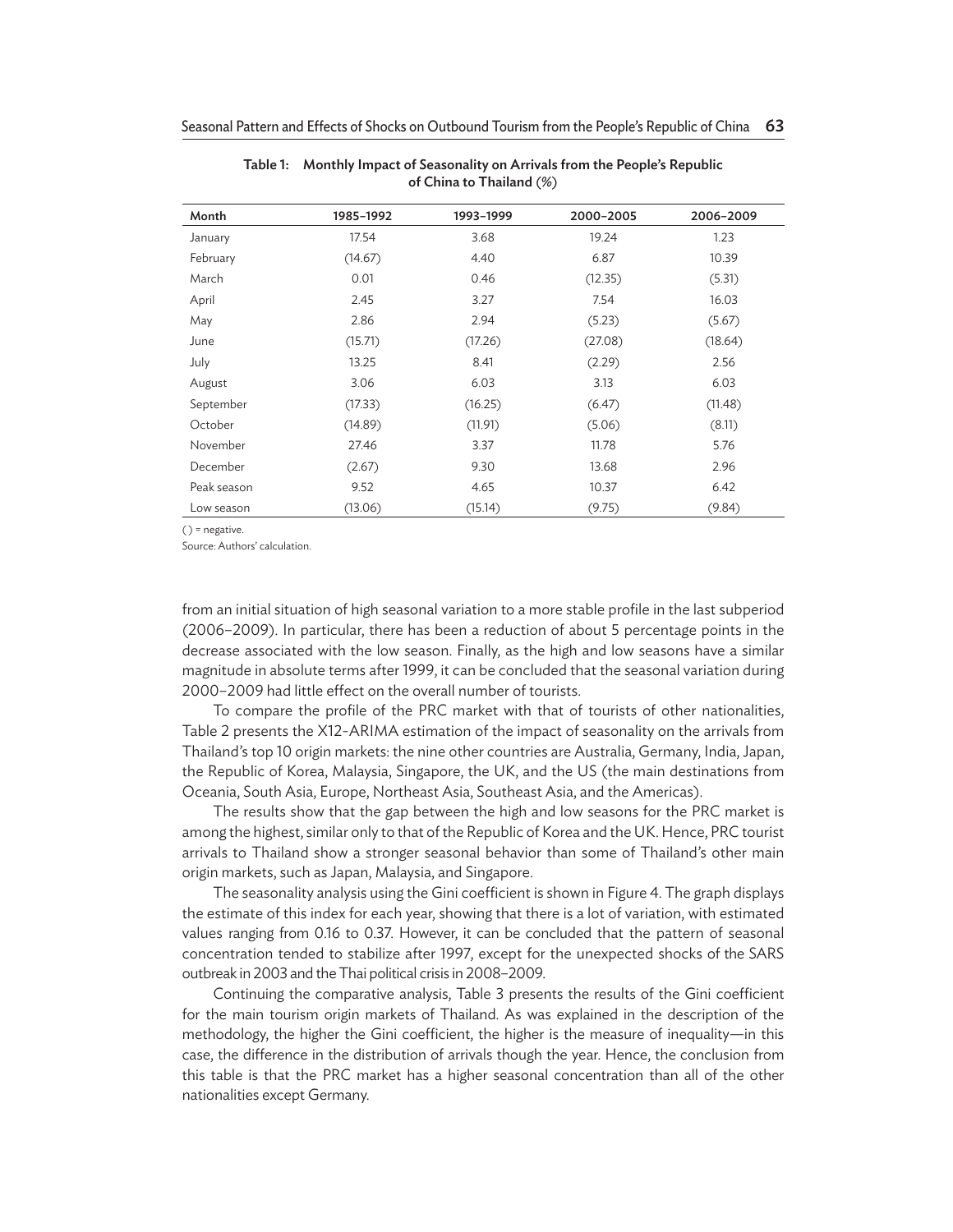Table 1: Monthly Impact of Seasonality on Arrivals from the People's Republic of China to Thailand (%)

| Month | 1985–1992 | 1993–1999 | 2000–2005 | 2006–2009 |
|---|---|---|---|---|
| January | 17.54 | 3.68 | 19.24 | 1.23 |
| February | (14.67) | 4.40 | 6.87 | 10.39 |
| March | 0.01 | 0.46 | (12.35) | (5.31) |
| April | 2.45 | 3.27 | 7.54 | 16.03 |
| May | 2.86 | 2.94 | (5.23) | (5.67) |
| June | (15.71) | (17.26) | (27.08) | (18.64) |
| July | 13.25 | 8.41 | (2.29) | 2.56 |
| August | 3.06 | 6.03 | 3.13 | 6.03 |
| September | (17.33) | (16.25) | (6.47) | (11.48) |
| October | (14.89) | (11.91) | (5.06) | (8.11) |
| November | 27.46 | 3.37 | 11.78 | 5.76 |
| December | (2.67) | 9.30 | 13.68 | 2.96 |
| Peak season | 9.52 | 4.65 | 10.37 | 6.42 |
| Low season | (13.06) | (15.14) | (9.75) | (9.84) |

( ) = negative.

Source: Authors' calculation.

from an initial situation of high seasonal variation to a more stable profile in the last subperiod (2006–2009). In particular, there has been a reduction of about 5 percentage points in the decrease associated with the low season. Finally, as the high and low seasons have a similar magnitude in absolute terms after 1999, it can be concluded that the seasonal variation during 2000–2009 had little effect on the overall number of tourists.

To compare the profile of the PRC market with that of tourists of other nationalities, Table 2 presents the X12-ARIMA estimation of the impact of seasonality on the arrivals from Thailand's top 10 origin markets: the nine other countries are Australia, Germany, India, Japan, the Republic of Korea, Malaysia, Singapore, the UK, and the US (the main destinations from Oceania, South Asia, Europe, Northeast Asia, Southeast Asia, and the Americas).

The results show that the gap between the high and low seasons for the PRC market is among the highest, similar only to that of the Republic of Korea and the UK. Hence, PRC tourist arrivals to Thailand show a stronger seasonal behavior than some of Thailand's other main origin markets, such as Japan, Malaysia, and Singapore.

The seasonality analysis using the Gini coefficient is shown in Figure 4. The graph displays the estimate of this index for each year, showing that there is a lot of variation, with estimated values ranging from 0.16 to 0.37. However, it can be concluded that the pattern of seasonal concentration tended to stabilize after 1997, except for the unexpected shocks of the SARS outbreak in 2003 and the Thai political crisis in 2008–2009.

Continuing the comparative analysis, Table 3 presents the results of the Gini coefficient for the main tourism origin markets of Thailand. As was explained in the description of the methodology, the higher the Gini coefficient, the higher is the measure of inequality—in this case, the difference in the distribution of arrivals though the year. Hence, the conclusion from this table is that the PRC market has a higher seasonal concentration than all of the other nationalities except Germany.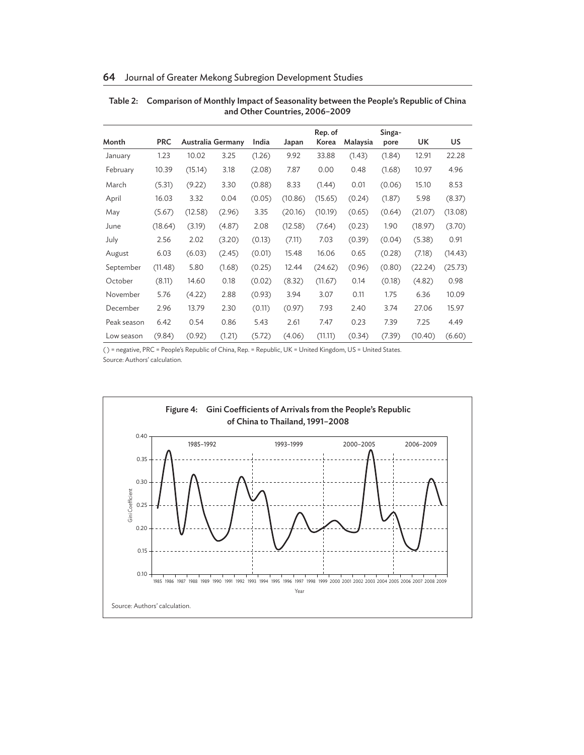**Table 2: Comparison of Monthly Impact of Seasonality between the People's Republic of China and Other Countries, 2006–2009**

| Month | PRC | Australia | Germany | India | Japan | Rep. of Korea | Malaysia | Singapore | UK | US |
|---|---|---|---|---|---|---|---|---|---|---|
| January | 1.23 | 10.02 | 3.25 | (1.26) | 9.92 | 33.88 | (1.43) | (1.84) | 12.91 | 22.28 |
| February | 10.39 | (15.14) | 3.18 | (2.08) | 7.87 | 0.00 | 0.48 | (1.68) | 10.97 | 4.96 |
| March | (5.31) | (9.22) | 3.30 | (0.88) | 8.33 | (1.44) | 0.01 | (0.06) | 15.10 | 8.53 |
| April | 16.03 | 3.32 | 0.04 | (0.05) | (10.86) | (15.65) | (0.24) | (1.87) | 5.98 | (8.37) |
| May | (5.67) | (12.58) | (2.96) | 3.35 | (20.16) | (10.19) | (0.65) | (0.64) | (21.07) | (13.08) |
| June | (18.64) | (3.19) | (4.87) | 2.08 | (12.58) | (7.64) | (0.23) | 1.90 | (18.97) | (3.70) |
| July | 2.56 | 2.02 | (3.20) | (0.13) | (7.11) | 7.03 | (0.39) | (0.04) | (5.38) | 0.91 |
| August | 6.03 | (6.03) | (2.45) | (0.01) | 15.48 | 16.06 | 0.65 | (0.28) | (7.18) | (14.43) |
| September | (11.48) | 5.80 | (1.68) | (0.25) | 12.44 | (24.62) | (0.96) | (0.80) | (22.24) | (25.73) |
| October | (8.11) | 14.60 | 0.18 | (0.02) | (8.32) | (11.67) | 0.14 | (0.18) | (4.82) | 0.98 |
| November | 5.76 | (4.22) | 2.88 | (0.93) | 3.94 | 3.07 | 0.11 | 1.75 | 6.36 | 10.09 |
| December | 2.96 | 13.79 | 2.30 | (0.11) | (0.97) | 7.93 | 2.40 | 3.74 | 27.06 | 15.97 |
| Peak season | 6.42 | 0.54 | 0.86 | 5.43 | 2.61 | 7.47 | 0.23 | 7.39 | 7.25 | 4.49 |
| Low season | (9.84) | (0.92) | (1.21) | (5.72) | (4.06) | (11.11) | (0.34) | (7.39) | (10.40) | (6.60) |

( ) = negative, PRC = People's Republic of China, Rep. = Republic, UK = United Kingdom, US = United States.

Source: Authors' calculation.

**Figure 4: Gini Coefficients of Arrivals from the People's Republic of China to Thailand, 1991–2008**

Source: Authors' calculation.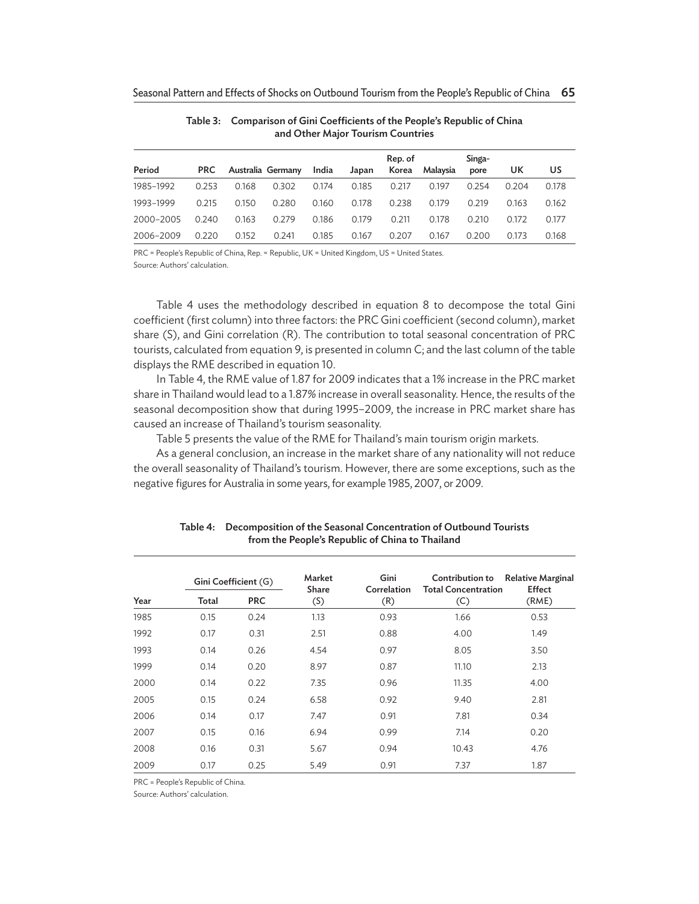Table 3: Comparison of Gini Coefficients of the People's Republic of China and Other Major Tourism Countries

| Period | PRC | Australia | Germany | India | Japan | Rep. of Korea | Malaysia | Singapore | UK | US |
|---|---|---|---|---|---|---|---|---|---|---|
| 1985–1992 | 0.253 | 0.168 | 0.302 | 0.174 | 0.185 | 0.217 | 0.197 | 0.254 | 0.204 | 0.178 |
| 1993–1999 | 0.215 | 0.150 | 0.280 | 0.160 | 0.178 | 0.238 | 0.179 | 0.219 | 0.163 | 0.162 |
| 2000–2005 | 0.240 | 0.163 | 0.279 | 0.186 | 0.179 | 0.211 | 0.178 | 0.210 | 0.172 | 0.177 |
| 2006–2009 | 0.220 | 0.152 | 0.241 | 0.185 | 0.167 | 0.207 | 0.167 | 0.200 | 0.173 | 0.168 |

PRC = People's Republic of China, Rep. = Republic, UK = United Kingdom, US = United States.

Source: Authors' calculation.

Table 4 uses the methodology described in equation 8 to decompose the total Gini coefficient (first column) into three factors: the PRC Gini coefficient (second column), market share (S), and Gini correlation (R). The contribution to total seasonal concentration of PRC tourists, calculated from equation 9, is presented in column C; and the last column of the table displays the RME described in equation 10.

In Table 4, the RME value of 1.87 for 2009 indicates that a 1% increase in the PRC market share in Thailand would lead to a 1.87% increase in overall seasonality. Hence, the results of the seasonal decomposition show that during 1995–2009, the increase in PRC market share has caused an increase of Thailand's tourism seasonality.

Table 5 presents the value of the RME for Thailand's main tourism origin markets.

As a general conclusion, an increase in the market share of any nationality will not reduce the overall seasonality of Thailand's tourism. However, there are some exceptions, such as the negative figures for Australia in some years, for example 1985, 2007, or 2009.

Table 4: Decomposition of the Seasonal Concentration of Outbound Tourists from the People's Republic of China to Thailand

| Year | Gini Coefficient (G) | | Market Share | Gini Correlation | Contribution to Total Concentration | Relative Marginal Effect |
|---|---|---|---|---|---|---|
| | Total | PRC | (S) | (R) | (C) | (RME) |
| 1985 | 0.15 | 0.24 | 1.13 | 0.93 | 1.66 | 0.53 |
| 1992 | 0.17 | 0.31 | 2.51 | 0.88 | 4.00 | 1.49 |
| 1993 | 0.14 | 0.26 | 4.54 | 0.97 | 8.05 | 3.50 |
| 1999 | 0.14 | 0.20 | 8.97 | 0.87 | 11.10 | 2.13 |
| 2000 | 0.14 | 0.22 | 7.35 | 0.96 | 11.35 | 4.00 |
| 2005 | 0.15 | 0.24 | 6.58 | 0.92 | 9.40 | 2.81 |
| 2006 | 0.14 | 0.17 | 7.47 | 0.91 | 7.81 | 0.34 |
| 2007 | 0.15 | 0.16 | 6.94 | 0.99 | 7.14 | 0.20 |
| 2008 | 0.16 | 0.31 | 5.67 | 0.94 | 10.43 | 4.76 |
| 2009 | 0.17 | 0.25 | 5.49 | 0.91 | 7.37 | 1.87 |

PRC = People's Republic of China.

Source: Authors' calculation.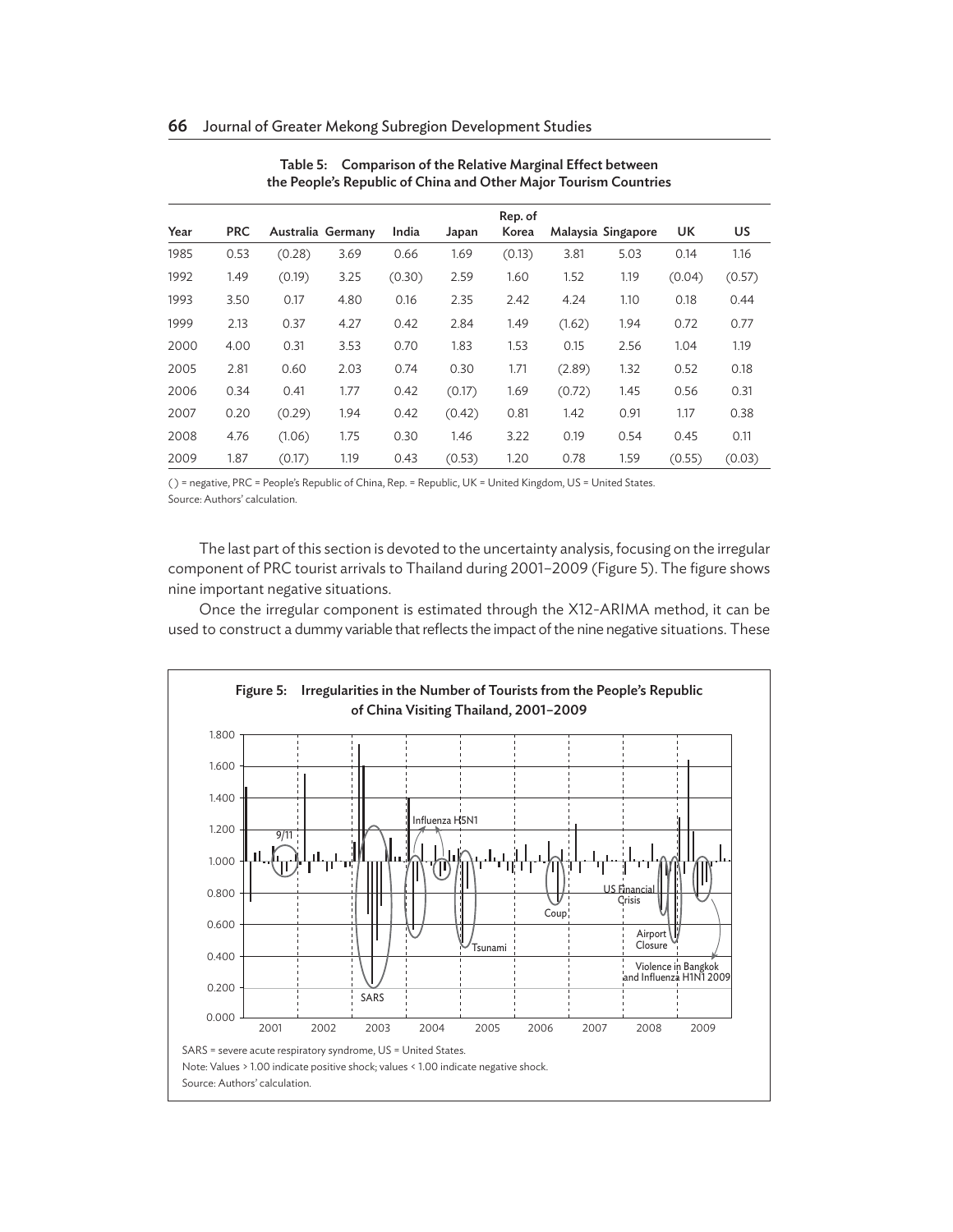**Table 5: Comparison of the Relative Marginal Effect between the People's Republic of China and Other Major Tourism Countries**

| Year | PRC | Australia | Germany | India | Japan | Rep. of Korea | Malaysia | Singapore | UK | US |
|---|---|---|---|---|---|---|---|---|---|---|
| 1985 | 0.53 | (0.28) | 3.69 | 0.66 | 1.69 | (0.13) | 3.81 | 5.03 | 0.14 | 1.16 |
| 1992 | 1.49 | (0.19) | 3.25 | (0.30) | 2.59 | 1.60 | 1.52 | 1.19 | (0.04) | (0.57) |
| 1993 | 3.50 | 0.17 | 4.80 | 0.16 | 2.35 | 2.42 | 4.24 | 1.10 | 0.18 | 0.44 |
| 1999 | 2.13 | 0.37 | 4.27 | 0.42 | 2.84 | 1.49 | (1.62) | 1.94 | 0.72 | 0.77 |
| 2000 | 4.00 | 0.31 | 3.53 | 0.70 | 1.83 | 1.53 | 0.15 | 2.56 | 1.04 | 1.19 |
| 2005 | 2.81 | 0.60 | 2.03 | 0.74 | 0.30 | 1.71 | (2.89) | 1.32 | 0.52 | 0.18 |
| 2006 | 0.34 | 0.41 | 1.77 | 0.42 | (0.17) | 1.69 | (0.72) | 1.45 | 0.56 | 0.31 |
| 2007 | 0.20 | (0.29) | 1.94 | 0.42 | (0.42) | 0.81 | 1.42 | 0.91 | 1.17 | 0.38 |
| 2008 | 4.76 | (1.06) | 1.75 | 0.30 | 1.46 | 3.22 | 0.19 | 0.54 | 0.45 | 0.11 |
| 2009 | 1.87 | (0.17) | 1.19 | 0.43 | (0.53) | 1.20 | 0.78 | 1.59 | (0.55) | (0.03) |

( ) = negative, PRC = People's Republic of China, Rep. = Republic, UK = United Kingdom, US = United States.
Source: Authors' calculation.

The last part of this section is devoted to the uncertainty analysis, focusing on the irregular component of PRC tourist arrivals to Thailand during 2001–2009 (Figure 5). The figure shows nine important negative situations.

Once the irregular component is estimated through the X12-ARIMA method, it can be used to construct a dummy variable that reflects the impact of the nine negative situations. These

**Figure 5: Irregularities in the Number of Tourists from the People's Republic of China Visiting Thailand, 2001–2009**

SARS = severe acute respiratory syndrome, US = United States.
Note: Values > 1.00 indicate positive shock; values < 1.00 indicate negative shock.
Source: Authors' calculation.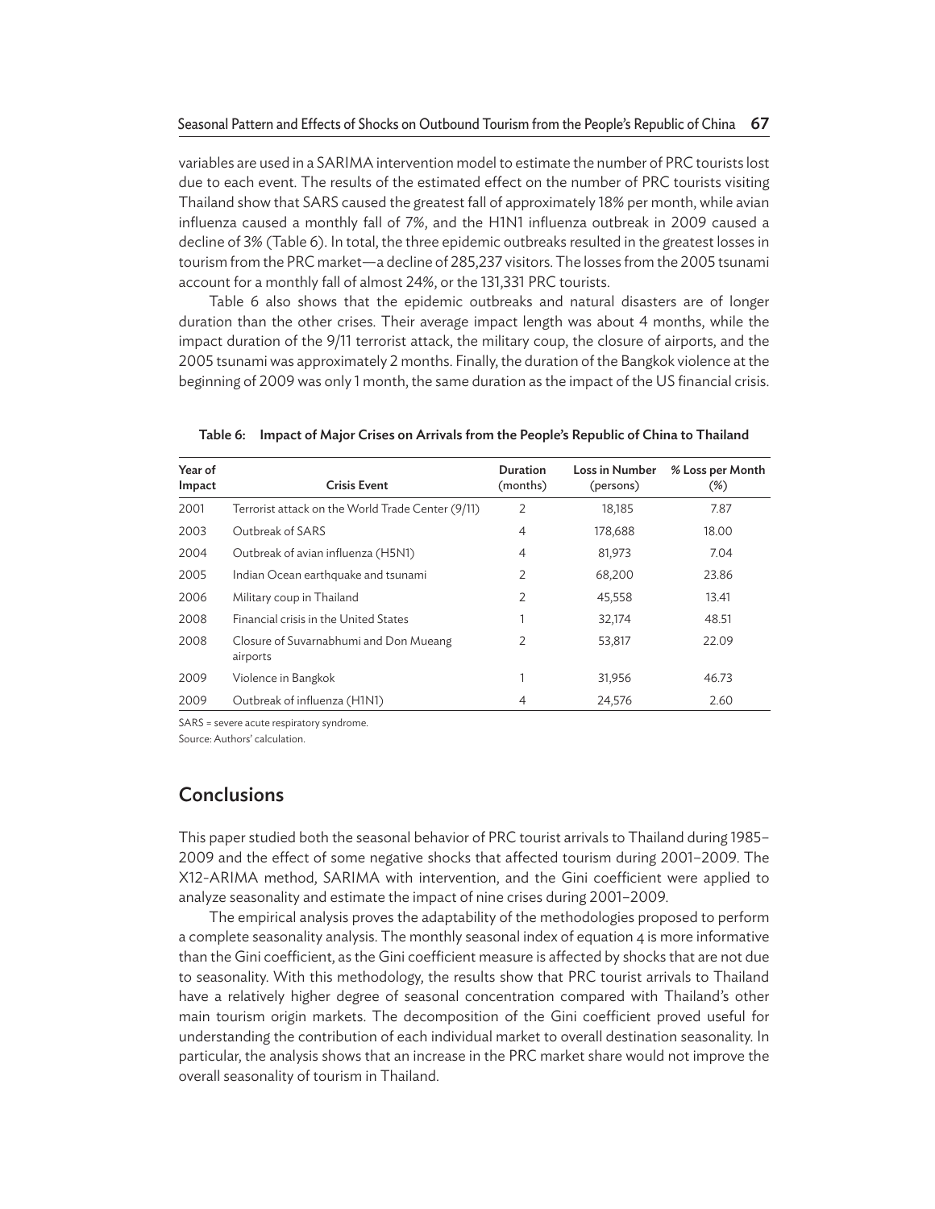variables are used in a SARIMA intervention model to estimate the number of PRC tourists lost due to each event. The results of the estimated effect on the number of PRC tourists visiting Thailand show that SARS caused the greatest fall of approximately 18% per month, while avian influenza caused a monthly fall of 7%, and the H1N1 influenza outbreak in 2009 caused a decline of 3% (Table 6). In total, the three epidemic outbreaks resulted in the greatest losses in tourism from the PRC market—a decline of 285,237 visitors. The losses from the 2005 tsunami account for a monthly fall of almost 24%, or the 131,331 PRC tourists.

Table 6 also shows that the epidemic outbreaks and natural disasters are of longer duration than the other crises. Their average impact length was about 4 months, while the impact duration of the 9/11 terrorist attack, the military coup, the closure of airports, and the 2005 tsunami was approximately 2 months. Finally, the duration of the Bangkok violence at the beginning of 2009 was only 1 month, the same duration as the impact of the US financial crisis.

**Table 6: Impact of Major Crises on Arrivals from the People's Republic of China to Thailand**

| Year of Impact | Crisis Event | Duration (months) | Loss in Number (persons) | % Loss per Month (%) |
|---|---|---|---|---|
| 2001 | Terrorist attack on the World Trade Center (9/11) | 2 | 18,185 | 7.87 |
| 2003 | Outbreak of SARS | 4 | 178,688 | 18.00 |
| 2004 | Outbreak of avian influenza (H5N1) | 4 | 81,973 | 7.04 |
| 2005 | Indian Ocean earthquake and tsunami | 2 | 68,200 | 23.86 |
| 2006 | Military coup in Thailand | 2 | 45,558 | 13.41 |
| 2008 | Financial crisis in the United States | 1 | 32,174 | 48.51 |
| 2008 | Closure of Suvarnabhumi and Don Mueang airports | 2 | 53,817 | 22.09 |
| 2009 | Violence in Bangkok | 1 | 31,956 | 46.73 |
| 2009 | Outbreak of influenza (H1N1) | 4 | 24,576 | 2.60 |

SARS = severe acute respiratory syndrome.

Source: Authors' calculation.

## Conclusions

This paper studied both the seasonal behavior of PRC tourist arrivals to Thailand during 1985–2009 and the effect of some negative shocks that affected tourism during 2001–2009. The X12-ARIMA method, SARIMA with intervention, and the Gini coefficient were applied to analyze seasonality and estimate the impact of nine crises during 2001–2009.

The empirical analysis proves the adaptability of the methodologies proposed to perform a complete seasonality analysis. The monthly seasonal index of equation 4 is more informative than the Gini coefficient, as the Gini coefficient measure is affected by shocks that are not due to seasonality. With this methodology, the results show that PRC tourist arrivals to Thailand have a relatively higher degree of seasonal concentration compared with Thailand's other main tourism origin markets. The decomposition of the Gini coefficient proved useful for understanding the contribution of each individual market to overall destination seasonality. In particular, the analysis shows that an increase in the PRC market share would not improve the overall seasonality of tourism in Thailand.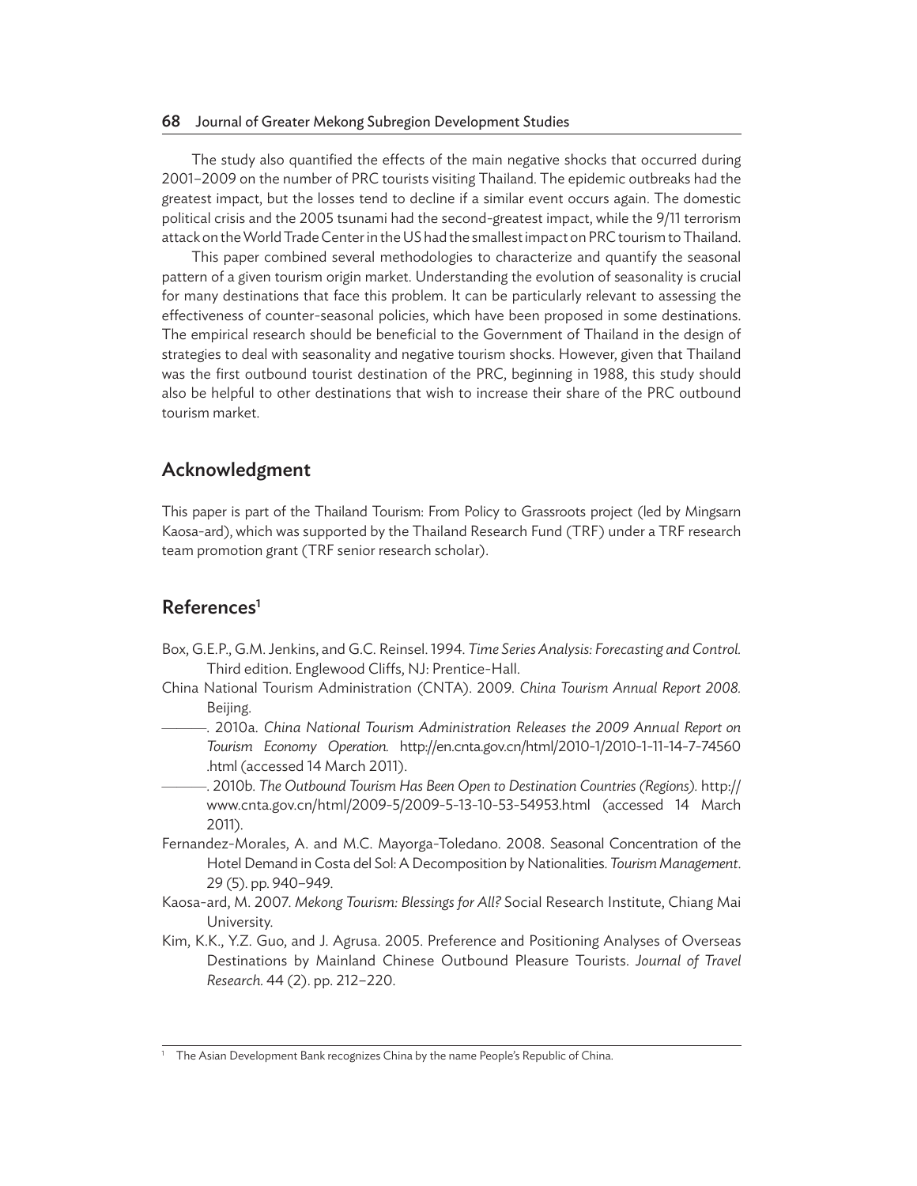The study also quantified the effects of the main negative shocks that occurred during 2001–2009 on the number of PRC tourists visiting Thailand. The epidemic outbreaks had the greatest impact, but the losses tend to decline if a similar event occurs again. The domestic political crisis and the 2005 tsunami had the second-greatest impact, while the 9/11 terrorism attack on the World Trade Center in the US had the smallest impact on PRC tourism to Thailand.

This paper combined several methodologies to characterize and quantify the seasonal pattern of a given tourism origin market. Understanding the evolution of seasonality is crucial for many destinations that face this problem. It can be particularly relevant to assessing the effectiveness of counter-seasonal policies, which have been proposed in some destinations. The empirical research should be beneficial to the Government of Thailand in the design of strategies to deal with seasonality and negative tourism shocks. However, given that Thailand was the first outbound tourist destination of the PRC, beginning in 1988, this study should also be helpful to other destinations that wish to increase their share of the PRC outbound tourism market.

## Acknowledgment

This paper is part of the Thailand Tourism: From Policy to Grassroots project (led by Mingsarn Kaosa-ard), which was supported by the Thailand Research Fund (TRF) under a TRF research team promotion grant (TRF senior research scholar).

## References[1]

Box, G.E.P., G.M. Jenkins, and G.C. Reinsel. 1994. *Time Series Analysis: Forecasting and Control.* Third edition. Englewood Cliffs, NJ: Prentice-Hall.

China National Tourism Administration (CNTA). 2009. *China Tourism Annual Report 2008.* Beijing.

———. 2010a. *China National Tourism Administration Releases the 2009 Annual Report on Tourism Economy Operation.* http://en.cnta.gov.cn/html/2010-1/2010-1-11-14-7-74560.html (accessed 14 March 2011).

———. 2010b. *The Outbound Tourism Has Been Open to Destination Countries (Regions).* http://www.cnta.gov.cn/html/2009-5/2009-5-13-10-53-54953.html (accessed 14 March 2011).

Fernandez-Morales, A. and M.C. Mayorga-Toledano. 2008. Seasonal Concentration of the Hotel Demand in Costa del Sol: A Decomposition by Nationalities. *Tourism Management*. 29 (5). pp. 940–949.

Kaosa-ard, M. 2007. *Mekong Tourism: Blessings for All?* Social Research Institute, Chiang Mai University.

Kim, K.K., Y.Z. Guo, and J. Agrusa. 2005. Preference and Positioning Analyses of Overseas Destinations by Mainland Chinese Outbound Pleasure Tourists. *Journal of Travel Research.* 44 (2). pp. 212–220.

---

[1] The Asian Development Bank recognizes China by the name People's Republic of China.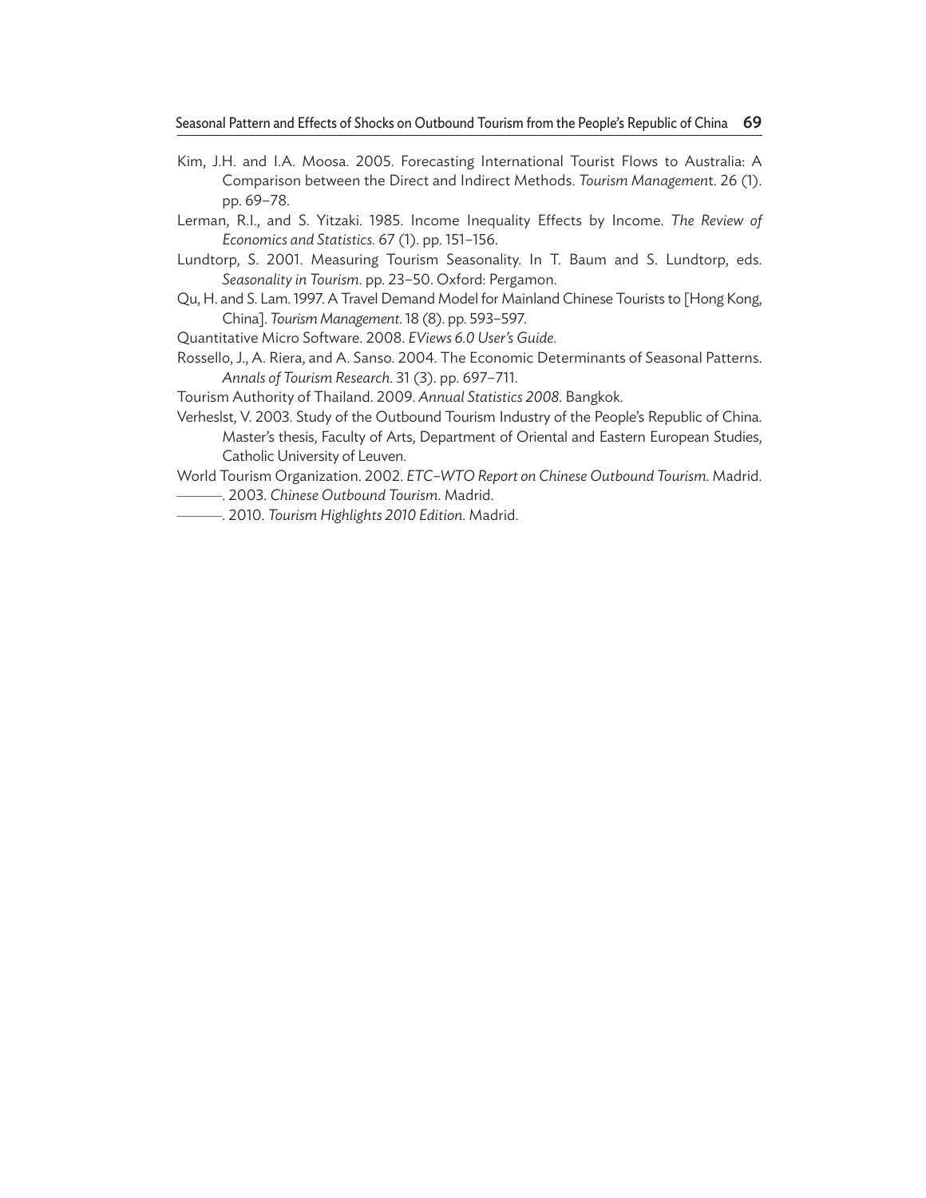Kim, J.H. and I.A. Moosa. 2005. Forecasting International Tourist Flows to Australia: A Comparison between the Direct and Indirect Methods. *Tourism Management*. 26 (1). pp. 69–78.

Lerman, R.I., and S. Yitzaki. 1985. Income Inequality Effects by Income. *The Review of Economics and Statistics*. 67 (1). pp. 151–156.

Lundtorp, S. 2001. Measuring Tourism Seasonality. In T. Baum and S. Lundtorp, eds. *Seasonality in Tourism*. pp. 23–50. Oxford: Pergamon.

Qu, H. and S. Lam. 1997. A Travel Demand Model for Mainland Chinese Tourists to [Hong Kong, China]. *Tourism Management*. 18 (8). pp. 593–597.

Quantitative Micro Software. 2008. *EViews 6.0 User's Guide*.

Rossello, J., A. Riera, and A. Sanso. 2004. The Economic Determinants of Seasonal Patterns. *Annals of Tourism Research*. 31 (3). pp. 697–711.

Tourism Authority of Thailand. 2009. *Annual Statistics 2008*. Bangkok.

Verheslst, V. 2003. Study of the Outbound Tourism Industry of the People's Republic of China. Master's thesis, Faculty of Arts, Department of Oriental and Eastern European Studies, Catholic University of Leuven.

World Tourism Organization. 2002. *ETC–WTO Report on Chinese Outbound Tourism*. Madrid.

———. 2003. *Chinese Outbound Tourism*. Madrid.

———. 2010. *Tourism Highlights 2010 Edition*. Madrid.